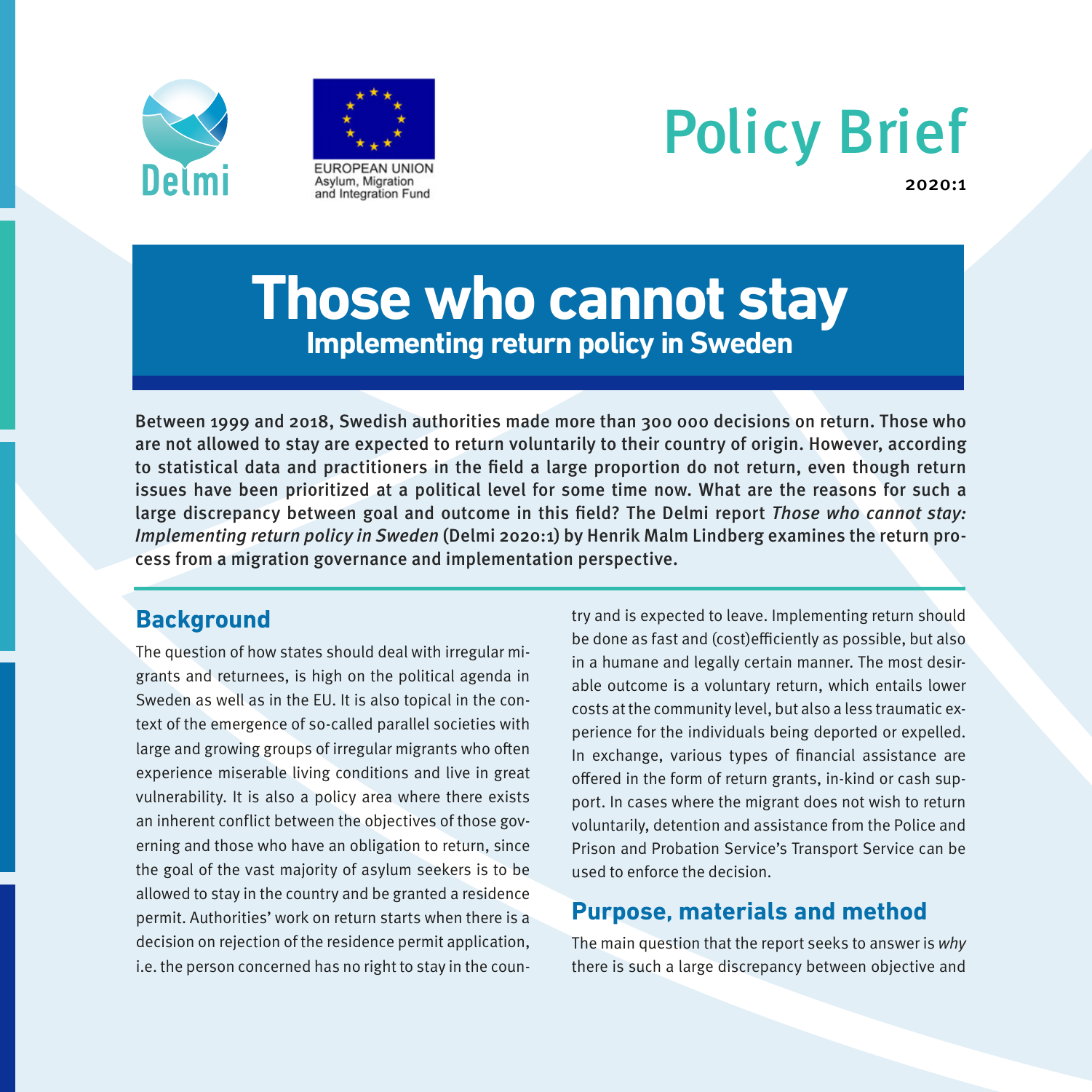Delmi

EUROPEAN UNION
Asylum, Migration
and Integration Fund

Policy Brief

2020:1

# Those who cannot stay

## Implementing return policy in Sweden

**Between 1999 and 2018, Swedish authorities made more than 300 000 decisions on return. Those who are not allowed to stay are expected to return voluntarily to their country of origin. However, according to statistical data and practitioners in the field a large proportion do not return, even though return issues have been prioritized at a political level for some time now. What are the reasons for such a large discrepancy between goal and outcome in this field? The Delmi report *Those who cannot stay: Implementing return policy in Sweden* (Delmi 2020:1) by Henrik Malm Lindberg examines the return process from a migration governance and implementation perspective.**

## Background

The question of how states should deal with irregular migrants and returnees, is high on the political agenda in Sweden as well as in the EU. It is also topical in the context of the emergence of so-called parallel societies with large and growing groups of irregular migrants who often experience miserable living conditions and live in great vulnerability. It is also a policy area where there exists an inherent conflict between the objectives of those governing and those who have an obligation to return, since the goal of the vast majority of asylum seekers is to be allowed to stay in the country and be granted a residence permit. Authorities' work on return starts when there is a decision on rejection of the residence permit application, i.e. the person concerned has no right to stay in the country and is expected to leave. Implementing return should be done as fast and (cost)efficiently as possible, but also in a humane and legally certain manner. The most desirable outcome is a voluntary return, which entails lower costs at the community level, but also a less traumatic experience for the individuals being deported or expelled. In exchange, various types of financial assistance are offered in the form of return grants, in-kind or cash support. In cases where the migrant does not wish to return voluntarily, detention and assistance from the Police and Prison and Probation Service's Transport Service can be used to enforce the decision.

## Purpose, materials and method

The main question that the report seeks to answer is *why* there is such a large discrepancy between objective and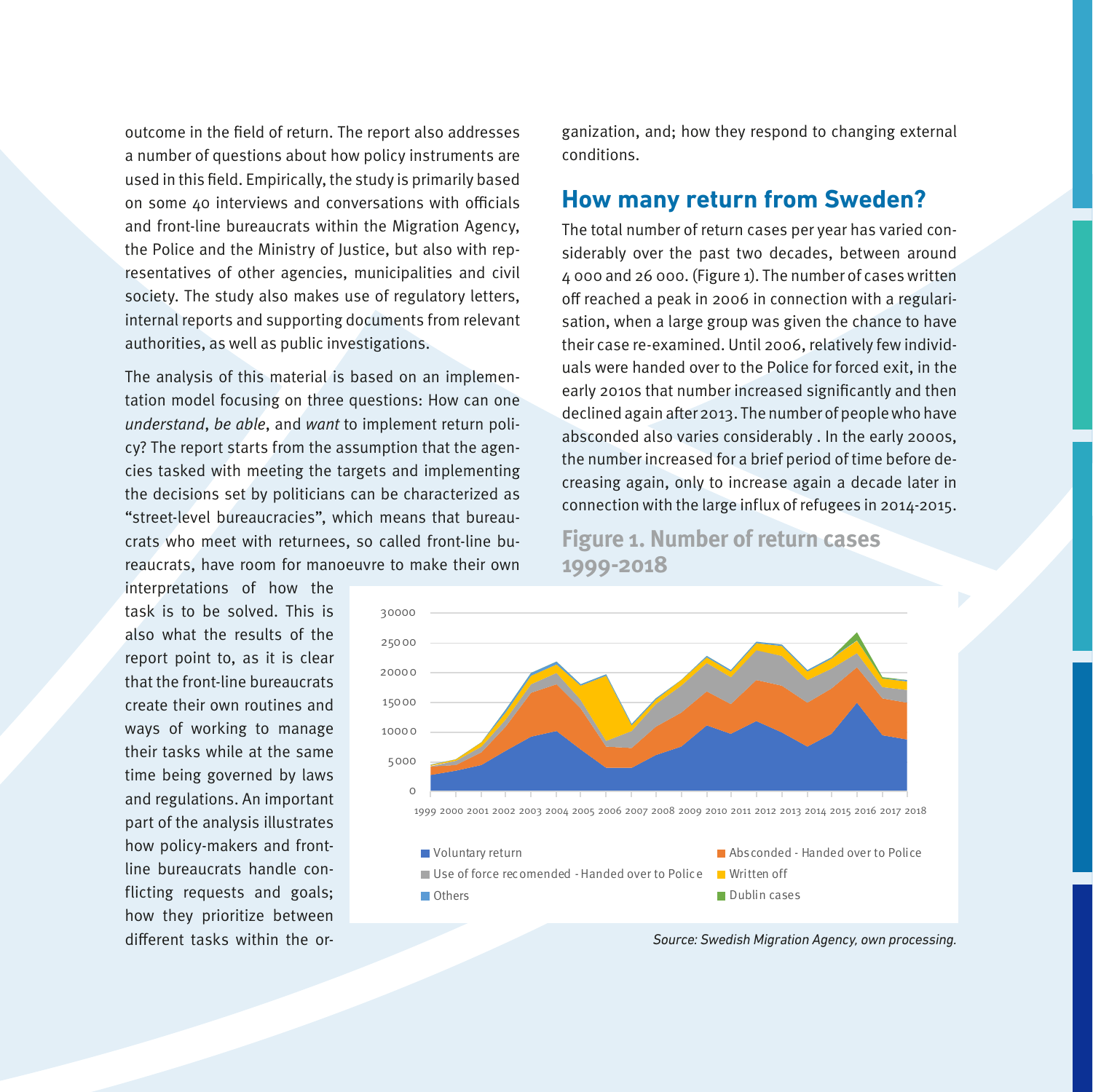outcome in the field of return. The report also addresses a number of questions about how policy instruments are used in this field. Empirically, the study is primarily based on some 40 interviews and conversations with officials and front-line bureaucrats within the Migration Agency, the Police and the Ministry of Justice, but also with representatives of other agencies, municipalities and civil society. The study also makes use of regulatory letters, internal reports and supporting documents from relevant authorities, as well as public investigations.

The analysis of this material is based on an implementation model focusing on three questions: How can one *understand*, *be able*, and *want* to implement return policy? The report starts from the assumption that the agencies tasked with meeting the targets and implementing the decisions set by politicians can be characterized as "street-level bureaucracies", which means that bureaucrats who meet with returnees, so called front-line bureaucrats, have room for manoeuvre to make their own interpretations of how the task is to be solved. This is also what the results of the report point to, as it is clear that the front-line bureaucrats create their own routines and ways of working to manage their tasks while at the same time being governed by laws and regulations. An important part of the analysis illustrates how policy-makers and front-line bureaucrats handle conflicting requests and goals; how they prioritize between different tasks within the organization, and; how they respond to changing external conditions.

## How many return from Sweden?

The total number of return cases per year has varied considerably over the past two decades, between around 4 000 and 26 000. (Figure 1). The number of cases written off reached a peak in 2006 in connection with a regularisation, when a large group was given the chance to have their case re-examined. Until 2006, relatively few individuals were handed over to the Police for forced exit, in the early 2010s that number increased significantly and then declined again after 2013. The number of people who have absconded also varies considerably . In the early 2000s, the number increased for a brief period of time before decreasing again, only to increase again a decade later in connection with the large influx of refugees in 2014-2015.

### Figure 1. Number of return cases 1999-2018

Source: Swedish Migration Agency, own processing.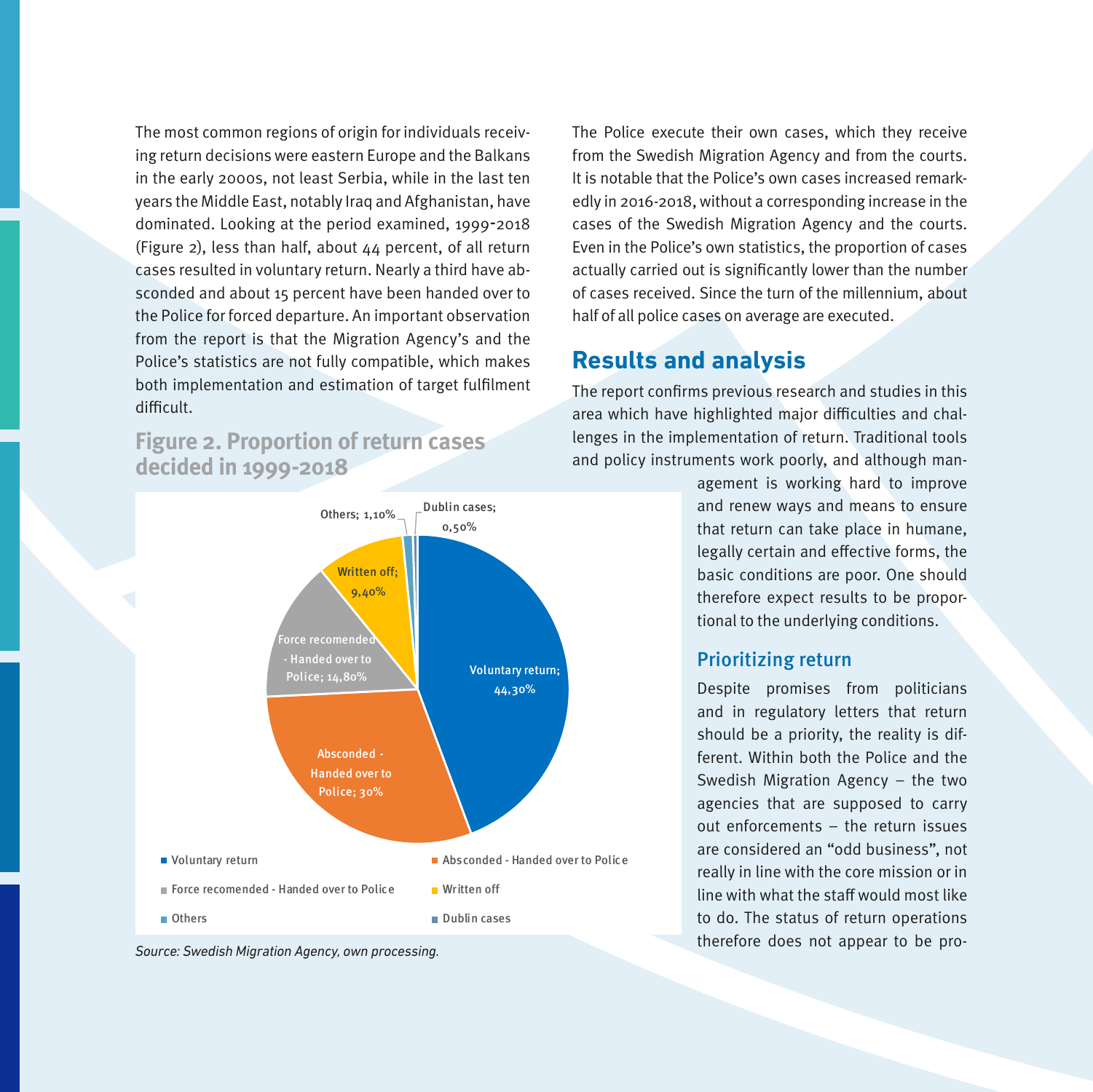The most common regions of origin for individuals receiving return decisions were eastern Europe and the Balkans in the early 2000s, not least Serbia, while in the last ten years the Middle East, notably Iraq and Afghanistan, have dominated. Looking at the period examined, 1999-2018 (Figure 2), less than half, about 44 percent, of all return cases resulted in voluntary return. Nearly a third have absconded and about 15 percent have been handed over to the Police for forced departure. An important observation from the report is that the Migration Agency's and the Police's statistics are not fully compatible, which makes both implementation and estimation of target fulfilment difficult.

### Figure 2. Proportion of return cases decided in 1999-2018

| Category | Proportion |
|---|---|
| Voluntary return | 44,30% |
| Absconded - Handed over to Police | 30% |
| Force recomended - Handed over to Police | 14,80% |
| Written off | 9,40% |
| Others | 1,10% |
| Dublin cases | 0,50% |

*Source: Swedish Migration Agency, own processing.*

The Police execute their own cases, which they receive from the Swedish Migration Agency and from the courts. It is notable that the Police's own cases increased remarkedly in 2016-2018, without a corresponding increase in the cases of the Swedish Migration Agency and the courts. Even in the Police's own statistics, the proportion of cases actually carried out is significantly lower than the number of cases received. Since the turn of the millennium, about half of all police cases on average are executed.

## Results and analysis

The report confirms previous research and studies in this area which have highlighted major difficulties and challenges in the implementation of return. Traditional tools and policy instruments work poorly, and although management is working hard to improve and renew ways and means to ensure that return can take place in humane, legally certain and effective forms, the basic conditions are poor. One should therefore expect results to be proportional to the underlying conditions.

### Prioritizing return

Despite promises from politicians and in regulatory letters that return should be a priority, the reality is different. Within both the Police and the Swedish Migration Agency – the two agencies that are supposed to carry out enforcements – the return issues are considered an "odd business", not really in line with the core mission or in line with what the staff would most like to do. The status of return operations therefore does not appear to be pro-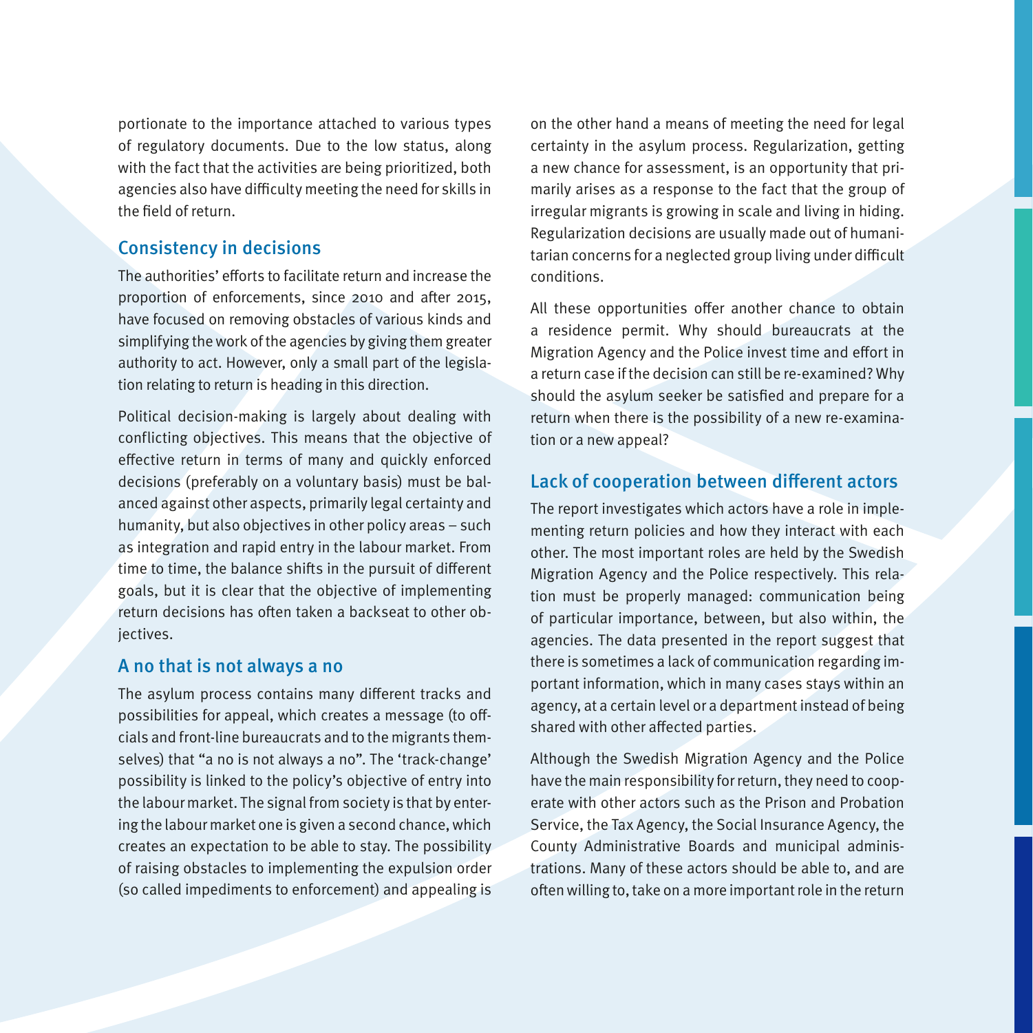portionate to the importance attached to various types of regulatory documents. Due to the low status, along with the fact that the activities are being prioritized, both agencies also have difficulty meeting the need for skills in the field of return.

## Consistency in decisions

The authorities' efforts to facilitate return and increase the proportion of enforcements, since 2010 and after 2015, have focused on removing obstacles of various kinds and simplifying the work of the agencies by giving them greater authority to act. However, only a small part of the legislation relating to return is heading in this direction.

Political decision-making is largely about dealing with conflicting objectives. This means that the objective of effective return in terms of many and quickly enforced decisions (preferably on a voluntary basis) must be balanced against other aspects, primarily legal certainty and humanity, but also objectives in other policy areas – such as integration and rapid entry in the labour market. From time to time, the balance shifts in the pursuit of different goals, but it is clear that the objective of implementing return decisions has often taken a backseat to other objectives.

## A no that is not always a no

The asylum process contains many different tracks and possibilities for appeal, which creates a message (to officials and front-line bureaucrats and to the migrants themselves) that "a no is not always a no". The 'track-change' possibility is linked to the policy's objective of entry into the labour market. The signal from society is that by entering the labour market one is given a second chance, which creates an expectation to be able to stay. The possibility of raising obstacles to implementing the expulsion order (so called impediments to enforcement) and appealing is on the other hand a means of meeting the need for legal certainty in the asylum process. Regularization, getting a new chance for assessment, is an opportunity that primarily arises as a response to the fact that the group of irregular migrants is growing in scale and living in hiding. Regularization decisions are usually made out of humanitarian concerns for a neglected group living under difficult conditions.

All these opportunities offer another chance to obtain a residence permit. Why should bureaucrats at the Migration Agency and the Police invest time and effort in a return case if the decision can still be re-examined? Why should the asylum seeker be satisfied and prepare for a return when there is the possibility of a new re-examination or a new appeal?

## Lack of cooperation between different actors

The report investigates which actors have a role in implementing return policies and how they interact with each other. The most important roles are held by the Swedish Migration Agency and the Police respectively. This relation must be properly managed: communication being of particular importance, between, but also within, the agencies. The data presented in the report suggest that there is sometimes a lack of communication regarding important information, which in many cases stays within an agency, at a certain level or a department instead of being shared with other affected parties.

Although the Swedish Migration Agency and the Police have the main responsibility for return, they need to cooperate with other actors such as the Prison and Probation Service, the Tax Agency, the Social Insurance Agency, the County Administrative Boards and municipal administrations. Many of these actors should be able to, and are often willing to, take on a more important role in the return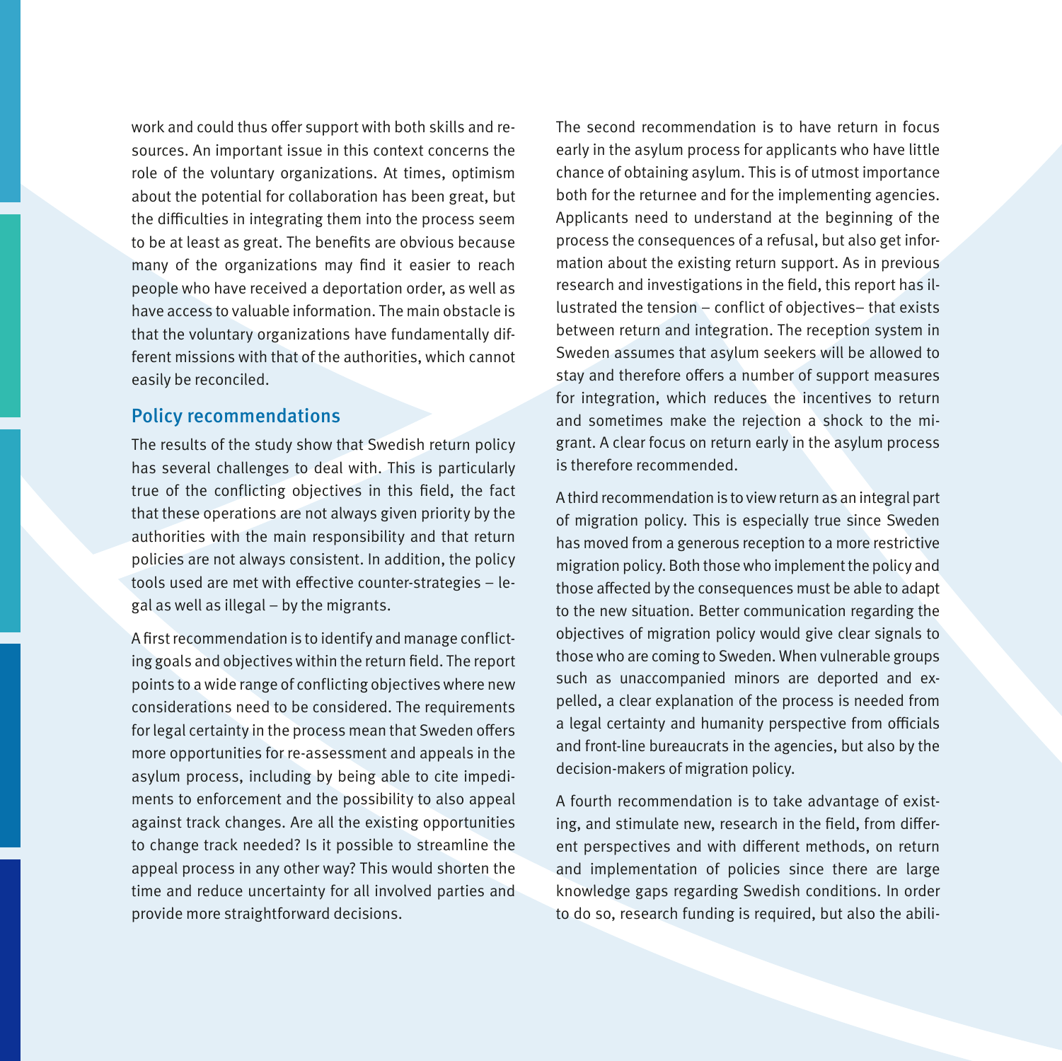work and could thus offer support with both skills and resources. An important issue in this context concerns the role of the voluntary organizations. At times, optimism about the potential for collaboration has been great, but the difficulties in integrating them into the process seem to be at least as great. The benefits are obvious because many of the organizations may find it easier to reach people who have received a deportation order, as well as have access to valuable information. The main obstacle is that the voluntary organizations have fundamentally different missions with that of the authorities, which cannot easily be reconciled.

## Policy recommendations

The results of the study show that Swedish return policy has several challenges to deal with. This is particularly true of the conflicting objectives in this field, the fact that these operations are not always given priority by the authorities with the main responsibility and that return policies are not always consistent. In addition, the policy tools used are met with effective counter-strategies – legal as well as illegal – by the migrants.

A first recommendation is to identify and manage conflicting goals and objectives within the return field. The report points to a wide range of conflicting objectives where new considerations need to be considered. The requirements for legal certainty in the process mean that Sweden offers more opportunities for re-assessment and appeals in the asylum process, including by being able to cite impediments to enforcement and the possibility to also appeal against track changes. Are all the existing opportunities to change track needed? Is it possible to streamline the appeal process in any other way? This would shorten the time and reduce uncertainty for all involved parties and provide more straightforward decisions.

The second recommendation is to have return in focus early in the asylum process for applicants who have little chance of obtaining asylum. This is of utmost importance both for the returnee and for the implementing agencies. Applicants need to understand at the beginning of the process the consequences of a refusal, but also get information about the existing return support. As in previous research and investigations in the field, this report has illustrated the tension – conflict of objectives– that exists between return and integration. The reception system in Sweden assumes that asylum seekers will be allowed to stay and therefore offers a number of support measures for integration, which reduces the incentives to return and sometimes make the rejection a shock to the migrant. A clear focus on return early in the asylum process is therefore recommended.

A third recommendation is to view return as an integral part of migration policy. This is especially true since Sweden has moved from a generous reception to a more restrictive migration policy. Both those who implement the policy and those affected by the consequences must be able to adapt to the new situation. Better communication regarding the objectives of migration policy would give clear signals to those who are coming to Sweden. When vulnerable groups such as unaccompanied minors are deported and expelled, a clear explanation of the process is needed from a legal certainty and humanity perspective from officials and front-line bureaucrats in the agencies, but also by the decision-makers of migration policy.

A fourth recommendation is to take advantage of existing, and stimulate new, research in the field, from different perspectives and with different methods, on return and implementation of policies since there are large knowledge gaps regarding Swedish conditions. In order to do so, research funding is required, but also the abili-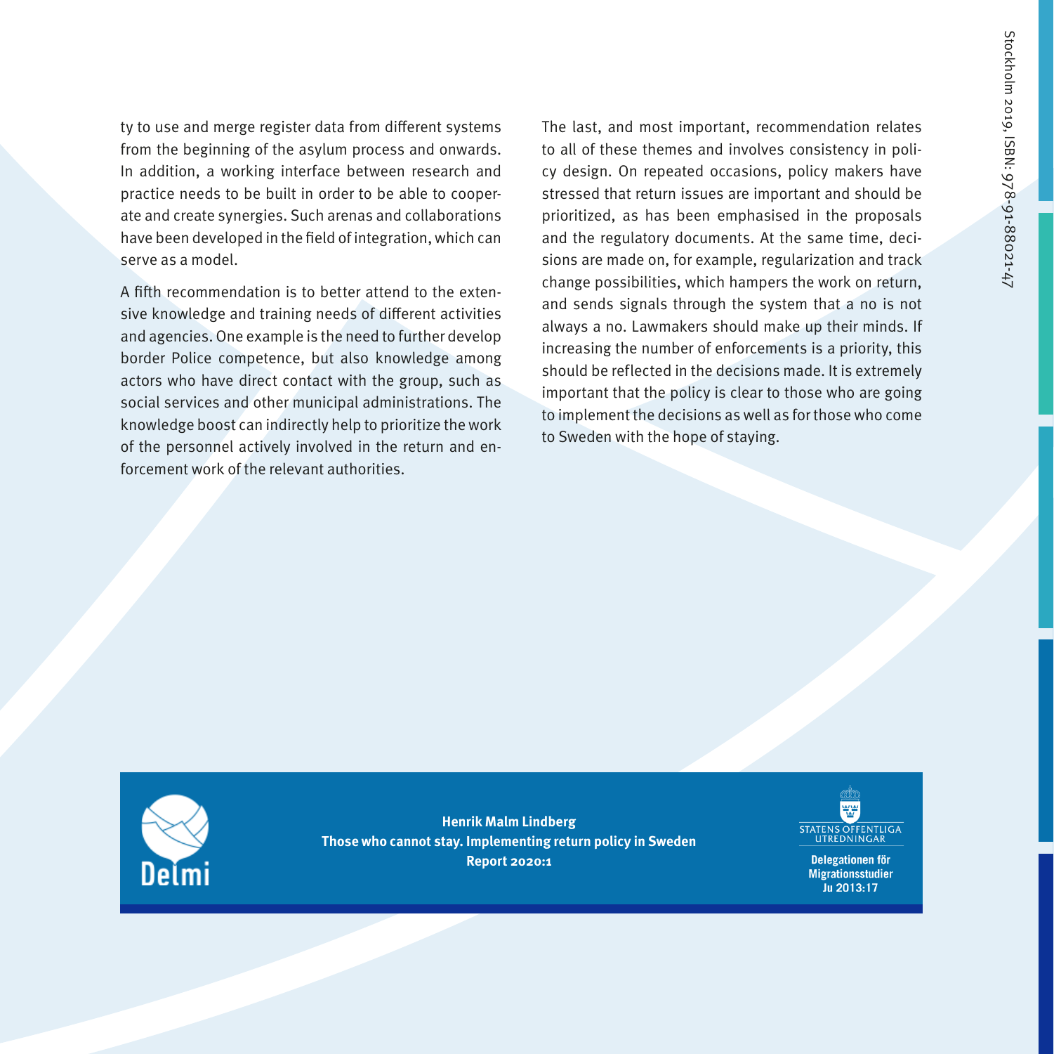ty to use and merge register data from different systems from the beginning of the asylum process and onwards. In addition, a working interface between research and practice needs to be built in order to be able to cooperate and create synergies. Such arenas and collaborations have been developed in the field of integration, which can serve as a model.

A fifth recommendation is to better attend to the extensive knowledge and training needs of different activities and agencies. One example is the need to further develop border Police competence, but also knowledge among actors who have direct contact with the group, such as social services and other municipal administrations. The knowledge boost can indirectly help to prioritize the work of the personnel actively involved in the return and enforcement work of the relevant authorities.

The last, and most important, recommendation relates to all of these themes and involves consistency in policy design. On repeated occasions, policy makers have stressed that return issues are important and should be prioritized, as has been emphasised in the proposals and the regulatory documents. At the same time, decisions are made on, for example, regularization and track change possibilities, which hampers the work on return, and sends signals through the system that a no is not always a no. Lawmakers should make up their minds. If increasing the number of enforcements is a priority, this should be reflected in the decisions made. It is extremely important that the policy is clear to those who are going to implement the decisions as well as for those who come to Sweden with the hope of staying.

Delmi

**Henrik Malm Lindberg**
**Those who cannot stay. Implementing return policy in Sweden**
**Report 2020:1**

STATENS OFFENTLIGA UTREDNINGAR

**Delegationen för Migrationsstudier**
**Ju 2013:17**

Stockholm 2019, ISBN: 978-91-88021-47